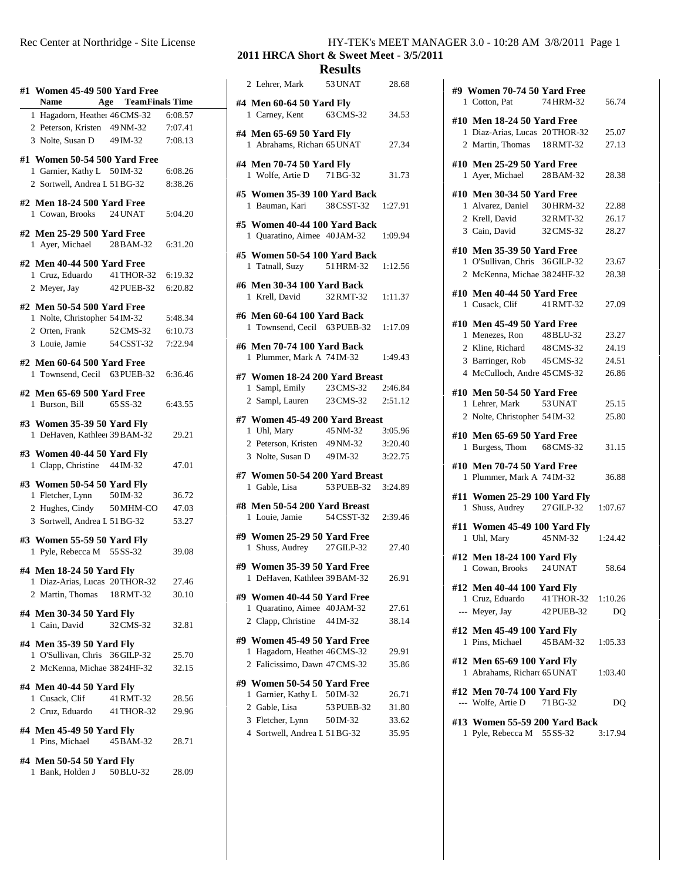## 2011 HRCA Short & Sweet Meet - 3/5/2011

## Results

**#1 Women 45-49 500 Yard Free**

| | Name | Age | Team | Finals Time |
|---|---|---|---|---|
| 1 | Hagadorn, Heather | 46 | CMS-32 | 6:08.57 |
| 2 | Peterson, Kristen | 49 | NM-32 | 7:07.41 |
| 3 | Nolte, Susan D | 49 | IM-32 | 7:08.13 |

**#1 Women 50-54 500 Yard Free**

| | Name | Age | Team | Finals Time |
|---|---|---|---|---|
| 1 | Garnier, Kathy L | 50 | IM-32 | 6:08.26 |
| 2 | Sortwell, Andrea L | 51 | BG-32 | 8:38.26 |

**#2 Men 18-24 500 Yard Free**

| | Name | Age | Team | Finals Time |
|---|---|---|---|---|
| 1 | Cowan, Brooks | 24 | UNAT | 5:04.20 |

**#2 Men 25-29 500 Yard Free**

| | Name | Age | Team | Finals Time |
|---|---|---|---|---|
| 1 | Ayer, Michael | 28 | BAM-32 | 6:31.20 |

**#2 Men 40-44 500 Yard Free**

| | Name | Age | Team | Finals Time |
|---|---|---|---|---|
| 1 | Cruz, Eduardo | 41 | THOR-32 | 6:19.32 |
| 2 | Meyer, Jay | 42 | PUEB-32 | 6:20.82 |

**#2 Men 50-54 500 Yard Free**

| | Name | Age | Team | Finals Time |
|---|---|---|---|---|
| 1 | Nolte, Christopher | 54 | IM-32 | 5:48.34 |
| 2 | Orten, Frank | 52 | CMS-32 | 6:10.73 |
| 3 | Louie, Jamie | 54 | CSST-32 | 7:22.94 |

**#2 Men 60-64 500 Yard Free**

| | Name | Age | Team | Finals Time |
|---|---|---|---|---|
| 1 | Townsend, Cecil | 63 | PUEB-32 | 6:36.46 |

**#2 Men 65-69 500 Yard Free**

| | Name | Age | Team | Finals Time |
|---|---|---|---|---|
| 1 | Burson, Bill | 65 | SS-32 | 6:43.55 |

**#3 Women 35-39 50 Yard Fly**

| | Name | Age | Team | Finals Time |
|---|---|---|---|---|
| 1 | DeHaven, Kathleen | 39 | BAM-32 | 29.21 |

**#3 Women 40-44 50 Yard Fly**

| | Name | Age | Team | Finals Time |
|---|---|---|---|---|
| 1 | Clapp, Christine | 44 | IM-32 | 47.01 |

**#3 Women 50-54 50 Yard Fly**

| | Name | Age | Team | Finals Time |
|---|---|---|---|---|
| 1 | Fletcher, Lynn | 50 | IM-32 | 36.72 |
| 2 | Hughes, Cindy | 50 | MHM-CO | 47.03 |
| 3 | Sortwell, Andrea L | 51 | BG-32 | 53.27 |

**#3 Women 55-59 50 Yard Fly**

| | Name | Age | Team | Finals Time |
|---|---|---|---|---|
| 1 | Pyle, Rebecca M | 55 | SS-32 | 39.08 |

**#4 Men 18-24 50 Yard Fly**

| | Name | Age | Team | Finals Time |
|---|---|---|---|---|
| 1 | Diaz-Arias, Lucas | 20 | THOR-32 | 27.46 |
| 2 | Martin, Thomas | 18 | RMT-32 | 30.10 |

**#4 Men 30-34 50 Yard Fly**

| | Name | Age | Team | Finals Time |
|---|---|---|---|---|
| 1 | Cain, David | 32 | CMS-32 | 32.81 |

**#4 Men 35-39 50 Yard Fly**

| | Name | Age | Team | Finals Time |
|---|---|---|---|---|
| 1 | O'Sullivan, Chris | 36 | GILP-32 | 25.70 |
| 2 | McKenna, Michael | 38 | 24HF-32 | 32.15 |

**#4 Men 40-44 50 Yard Fly**

| | Name | Age | Team | Finals Time |
|---|---|---|---|---|
| 1 | Cusack, Clif | 41 | RMT-32 | 28.56 |
| 2 | Cruz, Eduardo | 41 | THOR-32 | 29.96 |

**#4 Men 45-49 50 Yard Fly**

| | Name | Age | Team | Finals Time |
|---|---|---|---|---|
| 1 | Pins, Michael | 45 | BAM-32 | 28.71 |

**#4 Men 50-54 50 Yard Fly**

| | Name | Age | Team | Finals Time |
|---|---|---|---|---|
| 1 | Bank, Holden J | 50 | BLU-32 | 28.09 |
| 2 | Lehrer, Mark | 53 | UNAT | 28.68 |

**#4 Men 60-64 50 Yard Fly**

| | Name | Age | Team | Finals Time |
|---|---|---|---|---|
| 1 | Carney, Kent | 63 | CMS-32 | 34.53 |

**#4 Men 65-69 50 Yard Fly**

| | Name | Age | Team | Finals Time |
|---|---|---|---|---|
| 1 | Abrahams, Richard | 65 | UNAT | 27.34 |

**#4 Men 70-74 50 Yard Fly**

| | Name | Age | Team | Finals Time |
|---|---|---|---|---|
| 1 | Wolfe, Artie D | 71 | BG-32 | 31.73 |

**#5 Women 35-39 100 Yard Back**

| | Name | Age | Team | Finals Time |
|---|---|---|---|---|
| 1 | Bauman, Kari | 38 | CSST-32 | 1:27.91 |

**#5 Women 40-44 100 Yard Back**

| | Name | Age | Team | Finals Time |
|---|---|---|---|---|
| 1 | Quaratino, Aimee | 40 | JAM-32 | 1:09.94 |

**#5 Women 50-54 100 Yard Back**

| | Name | Age | Team | Finals Time |
|---|---|---|---|---|
| 1 | Tatnall, Suzy | 51 | HRM-32 | 1:12.56 |

**#6 Men 30-34 100 Yard Back**

| | Name | Age | Team | Finals Time |
|---|---|---|---|---|
| 1 | Krell, David | 32 | RMT-32 | 1:11.37 |

**#6 Men 60-64 100 Yard Back**

| | Name | Age | Team | Finals Time |
|---|---|---|---|---|
| 1 | Townsend, Cecil | 63 | PUEB-32 | 1:17.09 |

**#6 Men 70-74 100 Yard Back**

| | Name | Age | Team | Finals Time |
|---|---|---|---|---|
| 1 | Plummer, Mark A | 74 | IM-32 | 1:49.43 |

**#7 Women 18-24 200 Yard Breast**

| | Name | Age | Team | Finals Time |
|---|---|---|---|---|
| 1 | Sampl, Emily | 23 | CMS-32 | 2:46.84 |
| 2 | Sampl, Lauren | 23 | CMS-32 | 2:51.12 |

**#7 Women 45-49 200 Yard Breast**

| | Name | Age | Team | Finals Time |
|---|---|---|---|---|
| 1 | Uhl, Mary | 45 | NM-32 | 3:05.96 |
| 2 | Peterson, Kristen | 49 | NM-32 | 3:20.40 |
| 3 | Nolte, Susan D | 49 | IM-32 | 3:22.75 |

**#7 Women 50-54 200 Yard Breast**

| | Name | Age | Team | Finals Time |
|---|---|---|---|---|
| 1 | Gable, Lisa | 53 | PUEB-32 | 3:24.89 |

**#8 Men 50-54 200 Yard Breast**

| | Name | Age | Team | Finals Time |
|---|---|---|---|---|
| 1 | Louie, Jamie | 54 | CSST-32 | 2:39.46 |

**#9 Women 25-29 50 Yard Free**

| | Name | Age | Team | Finals Time |
|---|---|---|---|---|
| 1 | Shuss, Audrey | 27 | GILP-32 | 27.40 |

**#9 Women 35-39 50 Yard Free**

| | Name | Age | Team | Finals Time |
|---|---|---|---|---|
| 1 | DeHaven, Kathleen | 39 | BAM-32 | 26.91 |

**#9 Women 40-44 50 Yard Free**

| | Name | Age | Team | Finals Time |
|---|---|---|---|---|
| 1 | Quaratino, Aimee | 40 | JAM-32 | 27.61 |
| 2 | Clapp, Christine | 44 | IM-32 | 38.14 |

**#9 Women 45-49 50 Yard Free**

| | Name | Age | Team | Finals Time |
|---|---|---|---|---|
| 1 | Hagadorn, Heather | 46 | CMS-32 | 29.91 |
| 2 | Falicissimo, Dawn | 47 | CMS-32 | 35.86 |

**#9 Women 50-54 50 Yard Free**

| | Name | Age | Team | Finals Time |
|---|---|---|---|---|
| 1 | Garnier, Kathy L | 50 | IM-32 | 26.71 |
| 2 | Gable, Lisa | 53 | PUEB-32 | 31.80 |
| 3 | Fletcher, Lynn | 50 | IM-32 | 33.62 |
| 4 | Sortwell, Andrea L | 51 | BG-32 | 35.95 |

**#9 Women 70-74 50 Yard Free**

| | Name | Age | Team | Finals Time |
|---|---|---|---|---|
| 1 | Cotton, Pat | 74 | HRM-32 | 56.74 |

**#10 Men 18-24 50 Yard Free**

| | Name | Age | Team | Finals Time |
|---|---|---|---|---|
| 1 | Diaz-Arias, Lucas | 20 | THOR-32 | 25.07 |
| 2 | Martin, Thomas | 18 | RMT-32 | 27.13 |

**#10 Men 25-29 50 Yard Free**

| | Name | Age | Team | Finals Time |
|---|---|---|---|---|
| 1 | Ayer, Michael | 28 | BAM-32 | 28.38 |

**#10 Men 30-34 50 Yard Free**

| | Name | Age | Team | Finals Time |
|---|---|---|---|---|
| 1 | Alvarez, Daniel | 30 | HRM-32 | 22.88 |
| 2 | Krell, David | 32 | RMT-32 | 26.17 |
| 3 | Cain, David | 32 | CMS-32 | 28.27 |

**#10 Men 35-39 50 Yard Free**

| | Name | Age | Team | Finals Time |
|---|---|---|---|---|
| 1 | O'Sullivan, Chris | 36 | GILP-32 | 23.67 |
| 2 | McKenna, Michael | 38 | 24HF-32 | 28.38 |

**#10 Men 40-44 50 Yard Free**

| | Name | Age | Team | Finals Time |
|---|---|---|---|---|
| 1 | Cusack, Clif | 41 | RMT-32 | 27.09 |

**#10 Men 45-49 50 Yard Free**

| | Name | Age | Team | Finals Time |
|---|---|---|---|---|
| 1 | Menezes, Ron | 48 | BLU-32 | 23.27 |
| 2 | Kline, Richard | 48 | CMS-32 | 24.19 |
| 3 | Barringer, Rob | 45 | CMS-32 | 24.51 |
| 4 | McCulloch, Andrew | 45 | CMS-32 | 26.86 |

**#10 Men 50-54 50 Yard Free**

| | Name | Age | Team | Finals Time |
|---|---|---|---|---|
| 1 | Lehrer, Mark | 53 | UNAT | 25.15 |
| 2 | Nolte, Christopher | 54 | IM-32 | 25.80 |

**#10 Men 65-69 50 Yard Free**

| | Name | Age | Team | Finals Time |
|---|---|---|---|---|
| 1 | Burgess, Thom | 68 | CMS-32 | 31.15 |

**#10 Men 70-74 50 Yard Free**

| | Name | Age | Team | Finals Time |
|---|---|---|---|---|
| 1 | Plummer, Mark A | 74 | IM-32 | 36.88 |

**#11 Women 25-29 100 Yard Fly**

| | Name | Age | Team | Finals Time |
|---|---|---|---|---|
| 1 | Shuss, Audrey | 27 | GILP-32 | 1:07.67 |

**#11 Women 45-49 100 Yard Fly**

| | Name | Age | Team | Finals Time |
|---|---|---|---|---|
| 1 | Uhl, Mary | 45 | NM-32 | 1:24.42 |

**#12 Men 18-24 100 Yard Fly**

| | Name | Age | Team | Finals Time |
|---|---|---|---|---|
| 1 | Cowan, Brooks | 24 | UNAT | 58.64 |

**#12 Men 40-44 100 Yard Fly**

| | Name | Age | Team | Finals Time |
|---|---|---|---|---|
| 1 | Cruz, Eduardo | 41 | THOR-32 | 1:10.26 |
| --- | Meyer, Jay | 42 | PUEB-32 | DQ |

**#12 Men 45-49 100 Yard Fly**

| | Name | Age | Team | Finals Time |
|---|---|---|---|---|
| 1 | Pins, Michael | 45 | BAM-32 | 1:05.33 |

**#12 Men 65-69 100 Yard Fly**

| | Name | Age | Team | Finals Time |
|---|---|---|---|---|
| 1 | Abrahams, Richard | 65 | UNAT | 1:03.40 |

**#12 Men 70-74 100 Yard Fly**

| | Name | Age | Team | Finals Time |
|---|---|---|---|---|
| --- | Wolfe, Artie D | 71 | BG-32 | DQ |

**#13 Women 55-59 200 Yard Back**

| | Name | Age | Team | Finals Time |
|---|---|---|---|---|
| 1 | Pyle, Rebecca M | 55 | SS-32 | 3:17.94 |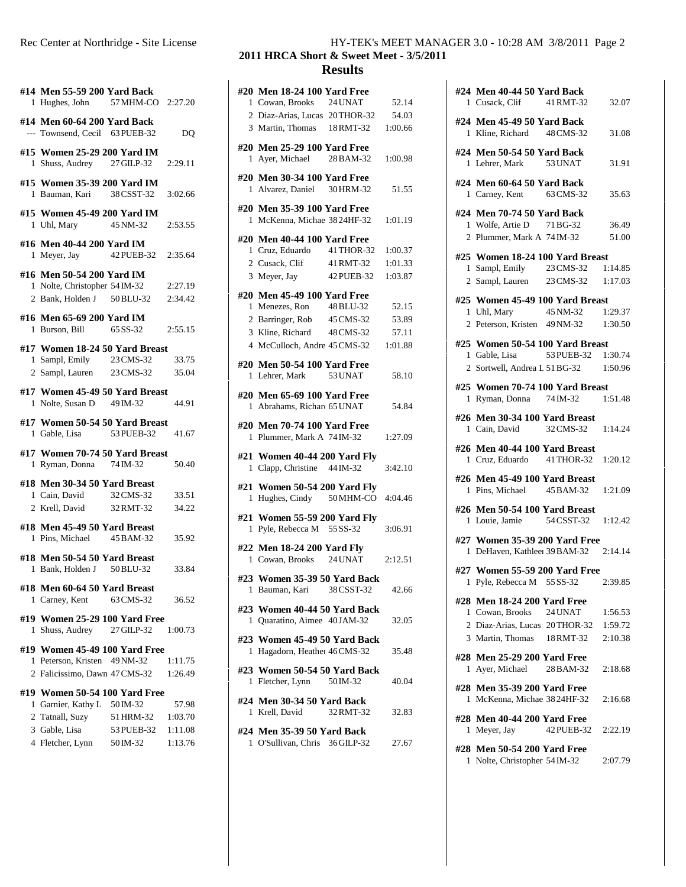## 2011 HRCA Short & Sweet Meet - 3/5/2011

## Results

**#14 Men 55-59 200 Yard Back**

| | Name | Age | Team | Time |
|---|---|---|---|---|
| 1 | Hughes, John | 57 | MHM-CO | 2:27.20 |

**#14 Men 60-64 200 Yard Back**

| | Name | Age | Team | Time |
|---|---|---|---|---|
| --- | Townsend, Cecil | 63 | PUEB-32 | DQ |

**#15 Women 25-29 200 Yard IM**

| | Name | Age | Team | Time |
|---|---|---|---|---|
| 1 | Shuss, Audrey | 27 | GILP-32 | 2:29.11 |

**#15 Women 35-39 200 Yard IM**

| | Name | Age | Team | Time |
|---|---|---|---|---|
| 1 | Bauman, Kari | 38 | CSST-32 | 3:02.66 |

**#15 Women 45-49 200 Yard IM**

| | Name | Age | Team | Time |
|---|---|---|---|---|
| 1 | Uhl, Mary | 45 | NM-32 | 2:53.55 |

**#16 Men 40-44 200 Yard IM**

| | Name | Age | Team | Time |
|---|---|---|---|---|
| 1 | Meyer, Jay | 42 | PUEB-32 | 2:35.64 |

**#16 Men 50-54 200 Yard IM**

| | Name | Age | Team | Time |
|---|---|---|---|---|
| 1 | Nolte, Christopher | 54 | IM-32 | 2:27.19 |
| 2 | Bank, Holden J | 50 | BLU-32 | 2:34.42 |

**#16 Men 65-69 200 Yard IM**

| | Name | Age | Team | Time |
|---|---|---|---|---|
| 1 | Burson, Bill | 65 | SS-32 | 2:55.15 |

**#17 Women 18-24 50 Yard Breast**

| | Name | Age | Team | Time |
|---|---|---|---|---|
| 1 | Sampl, Emily | 23 | CMS-32 | 33.75 |
| 2 | Sampl, Lauren | 23 | CMS-32 | 35.04 |

**#17 Women 45-49 50 Yard Breast**

| | Name | Age | Team | Time |
|---|---|---|---|---|
| 1 | Nolte, Susan D | 49 | IM-32 | 44.91 |

**#17 Women 50-54 50 Yard Breast**

| | Name | Age | Team | Time |
|---|---|---|---|---|
| 1 | Gable, Lisa | 53 | PUEB-32 | 41.67 |

**#17 Women 70-74 50 Yard Breast**

| | Name | Age | Team | Time |
|---|---|---|---|---|
| 1 | Ryman, Donna | 74 | IM-32 | 50.40 |

**#18 Men 30-34 50 Yard Breast**

| | Name | Age | Team | Time |
|---|---|---|---|---|
| 1 | Cain, David | 32 | CMS-32 | 33.51 |
| 2 | Krell, David | 32 | RMT-32 | 34.22 |

**#18 Men 45-49 50 Yard Breast**

| | Name | Age | Team | Time |
|---|---|---|---|---|
| 1 | Pins, Michael | 45 | BAM-32 | 35.92 |

**#18 Men 50-54 50 Yard Breast**

| | Name | Age | Team | Time |
|---|---|---|---|---|
| 1 | Bank, Holden J | 50 | BLU-32 | 33.84 |

**#18 Men 60-64 50 Yard Breast**

| | Name | Age | Team | Time |
|---|---|---|---|---|
| 1 | Carney, Kent | 63 | CMS-32 | 36.52 |

**#19 Women 25-29 100 Yard Free**

| | Name | Age | Team | Time |
|---|---|---|---|---|
| 1 | Shuss, Audrey | 27 | GILP-32 | 1:00.73 |

**#19 Women 45-49 100 Yard Free**

| | Name | Age | Team | Time |
|---|---|---|---|---|
| 1 | Peterson, Kristen | 49 | NM-32 | 1:11.75 |
| 2 | Falicissimo, Dawn | 47 | CMS-32 | 1:26.49 |

**#19 Women 50-54 100 Yard Free**

| | Name | Age | Team | Time |
|---|---|---|---|---|
| 1 | Garnier, Kathy L | 50 | IM-32 | 57.98 |
| 2 | Tatnall, Suzy | 51 | HRM-32 | 1:03.70 |
| 3 | Gable, Lisa | 53 | PUEB-32 | 1:11.08 |
| 4 | Fletcher, Lynn | 50 | IM-32 | 1:13.76 |

**#20 Men 18-24 100 Yard Free**

| | Name | Age | Team | Time |
|---|---|---|---|---|
| 1 | Cowan, Brooks | 24 | UNAT | 52.14 |
| 2 | Diaz-Arias, Lucas | 20 | THOR-32 | 54.03 |
| 3 | Martin, Thomas | 18 | RMT-32 | 1:00.66 |

**#20 Men 25-29 100 Yard Free**

| | Name | Age | Team | Time |
|---|---|---|---|---|
| 1 | Ayer, Michael | 28 | BAM-32 | 1:00.98 |

**#20 Men 30-34 100 Yard Free**

| | Name | Age | Team | Time |
|---|---|---|---|---|
| 1 | Alvarez, Daniel | 30 | HRM-32 | 51.55 |

**#20 Men 35-39 100 Yard Free**

| | Name | Age | Team | Time |
|---|---|---|---|---|
| 1 | McKenna, Michae | 38 | 24HF-32 | 1:01.19 |

**#20 Men 40-44 100 Yard Free**

| | Name | Age | Team | Time |
|---|---|---|---|---|
| 1 | Cruz, Eduardo | 41 | THOR-32 | 1:00.37 |
| 2 | Cusack, Clif | 41 | RMT-32 | 1:01.33 |
| 3 | Meyer, Jay | 42 | PUEB-32 | 1:03.87 |

**#20 Men 45-49 100 Yard Free**

| | Name | Age | Team | Time |
|---|---|---|---|---|
| 1 | Menezes, Ron | 48 | BLU-32 | 52.15 |
| 2 | Barringer, Rob | 45 | CMS-32 | 53.89 |
| 3 | Kline, Richard | 48 | CMS-32 | 57.11 |
| 4 | McCulloch, Andre | 45 | CMS-32 | 1:01.88 |

**#20 Men 50-54 100 Yard Free**

| | Name | Age | Team | Time |
|---|---|---|---|---|
| 1 | Lehrer, Mark | 53 | UNAT | 58.10 |

**#20 Men 65-69 100 Yard Free**

| | Name | Age | Team | Time |
|---|---|---|---|---|
| 1 | Abrahams, Richar | 65 | UNAT | 54.84 |

**#20 Men 70-74 100 Yard Free**

| | Name | Age | Team | Time |
|---|---|---|---|---|
| 1 | Plummer, Mark A | 74 | IM-32 | 1:27.09 |

**#21 Women 40-44 200 Yard Fly**

| | Name | Age | Team | Time |
|---|---|---|---|---|
| 1 | Clapp, Christine | 44 | IM-32 | 3:42.10 |

**#21 Women 50-54 200 Yard Fly**

| | Name | Age | Team | Time |
|---|---|---|---|---|
| 1 | Hughes, Cindy | 50 | MHM-CO | 4:04.46 |

**#21 Women 55-59 200 Yard Fly**

| | Name | Age | Team | Time |
|---|---|---|---|---|
| 1 | Pyle, Rebecca M | 55 | SS-32 | 3:06.91 |

**#22 Men 18-24 200 Yard Fly**

| | Name | Age | Team | Time |
|---|---|---|---|---|
| 1 | Cowan, Brooks | 24 | UNAT | 2:12.51 |

**#23 Women 35-39 50 Yard Back**

| | Name | Age | Team | Time |
|---|---|---|---|---|
| 1 | Bauman, Kari | 38 | CSST-32 | 42.66 |

**#23 Women 40-44 50 Yard Back**

| | Name | Age | Team | Time |
|---|---|---|---|---|
| 1 | Quaratino, Aimee | 40 | JAM-32 | 32.05 |

**#23 Women 45-49 50 Yard Back**

| | Name | Age | Team | Time |
|---|---|---|---|---|
| 1 | Hagadorn, Heather | 46 | CMS-32 | 35.48 |

**#23 Women 50-54 50 Yard Back**

| | Name | Age | Team | Time |
|---|---|---|---|---|
| 1 | Fletcher, Lynn | 50 | IM-32 | 40.04 |

**#24 Men 30-34 50 Yard Back**

| | Name | Age | Team | Time |
|---|---|---|---|---|
| 1 | Krell, David | 32 | RMT-32 | 32.83 |

**#24 Men 35-39 50 Yard Back**

| | Name | Age | Team | Time |
|---|---|---|---|---|
| 1 | O'Sullivan, Chris | 36 | GILP-32 | 27.67 |

**#24 Men 40-44 50 Yard Back**

| | Name | Age | Team | Time |
|---|---|---|---|---|
| 1 | Cusack, Clif | 41 | RMT-32 | 32.07 |

**#24 Men 45-49 50 Yard Back**

| | Name | Age | Team | Time |
|---|---|---|---|---|
| 1 | Kline, Richard | 48 | CMS-32 | 31.08 |

**#24 Men 50-54 50 Yard Back**

| | Name | Age | Team | Time |
|---|---|---|---|---|
| 1 | Lehrer, Mark | 53 | UNAT | 31.91 |

**#24 Men 60-64 50 Yard Back**

| | Name | Age | Team | Time |
|---|---|---|---|---|
| 1 | Carney, Kent | 63 | CMS-32 | 35.63 |

**#24 Men 70-74 50 Yard Back**

| | Name | Age | Team | Time |
|---|---|---|---|---|
| 1 | Wolfe, Artie D | 71 | BG-32 | 36.49 |
| 2 | Plummer, Mark A | 74 | IM-32 | 51.00 |

**#25 Women 18-24 100 Yard Breast**

| | Name | Age | Team | Time |
|---|---|---|---|---|
| 1 | Sampl, Emily | 23 | CMS-32 | 1:14.85 |
| 2 | Sampl, Lauren | 23 | CMS-32 | 1:17.03 |

**#25 Women 45-49 100 Yard Breast**

| | Name | Age | Team | Time |
|---|---|---|---|---|
| 1 | Uhl, Mary | 45 | NM-32 | 1:29.37 |
| 2 | Peterson, Kristen | 49 | NM-32 | 1:30.50 |

**#25 Women 50-54 100 Yard Breast**

| | Name | Age | Team | Time |
|---|---|---|---|---|
| 1 | Gable, Lisa | 53 | PUEB-32 | 1:30.74 |
| 2 | Sortwell, Andrea L | 51 | BG-32 | 1:50.96 |

**#25 Women 70-74 100 Yard Breast**

| | Name | Age | Team | Time |
|---|---|---|---|---|
| 1 | Ryman, Donna | 74 | IM-32 | 1:51.48 |

**#26 Men 30-34 100 Yard Breast**

| | Name | Age | Team | Time |
|---|---|---|---|---|
| 1 | Cain, David | 32 | CMS-32 | 1:14.24 |

**#26 Men 40-44 100 Yard Breast**

| | Name | Age | Team | Time |
|---|---|---|---|---|
| 1 | Cruz, Eduardo | 41 | THOR-32 | 1:20.12 |

**#26 Men 45-49 100 Yard Breast**

| | Name | Age | Team | Time |
|---|---|---|---|---|
| 1 | Pins, Michael | 45 | BAM-32 | 1:21.09 |

**#26 Men 50-54 100 Yard Breast**

| | Name | Age | Team | Time |
|---|---|---|---|---|
| 1 | Louie, Jamie | 54 | CSST-32 | 1:12.42 |

**#27 Women 35-39 200 Yard Free**

| | Name | Age | Team | Time |
|---|---|---|---|---|
| 1 | DeHaven, Kathleen | 39 | BAM-32 | 2:14.14 |

**#27 Women 55-59 200 Yard Free**

| | Name | Age | Team | Time |
|---|---|---|---|---|
| 1 | Pyle, Rebecca M | 55 | SS-32 | 2:39.85 |

**#28 Men 18-24 200 Yard Free**

| | Name | Age | Team | Time |
|---|---|---|---|---|
| 1 | Cowan, Brooks | 24 | UNAT | 1:56.53 |
| 2 | Diaz-Arias, Lucas | 20 | THOR-32 | 1:59.72 |
| 3 | Martin, Thomas | 18 | RMT-32 | 2:10.38 |

**#28 Men 25-29 200 Yard Free**

| | Name | Age | Team | Time |
|---|---|---|---|---|
| 1 | Ayer, Michael | 28 | BAM-32 | 2:18.68 |

**#28 Men 35-39 200 Yard Free**

| | Name | Age | Team | Time |
|---|---|---|---|---|
| 1 | McKenna, Michae | 38 | 24HF-32 | 2:16.68 |

**#28 Men 40-44 200 Yard Free**

| | Name | Age | Team | Time |
|---|---|---|---|---|
| 1 | Meyer, Jay | 42 | PUEB-32 | 2:22.19 |

**#28 Men 50-54 200 Yard Free**

| | Name | Age | Team | Time |
|---|---|---|---|---|
| 1 | Nolte, Christopher | 54 | IM-32 | 2:07.79 |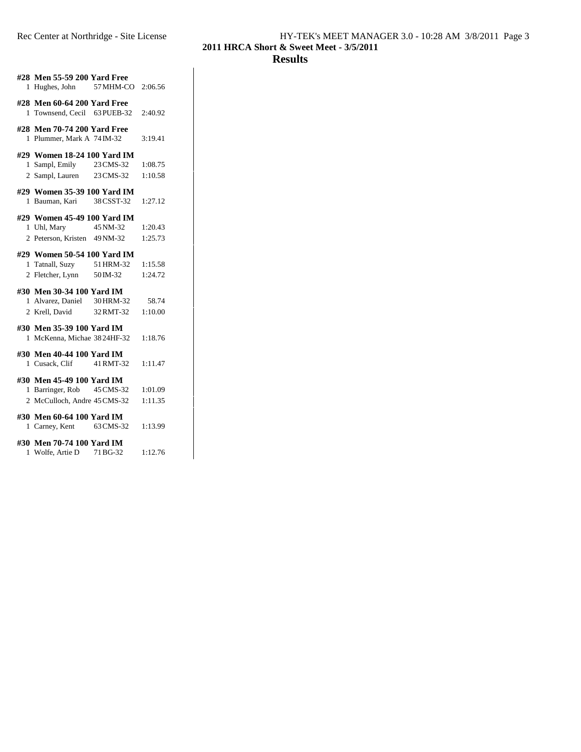## 2011 HRCA Short & Sweet Meet - 3/5/2011

## Results

**#28 Men 55-59 200 Yard Free**

| | | | | |
|---|---|---|---|---|
| 1 | Hughes, John | 57 | MHM-CO | 2:06.56 |

**#28 Men 60-64 200 Yard Free**

| | | | | |
|---|---|---|---|---|
| 1 | Townsend, Cecil | 63 | PUEB-32 | 2:40.92 |

**#28 Men 70-74 200 Yard Free**

| | | | | |
|---|---|---|---|---|
| 1 | Plummer, Mark A | 74 | IM-32 | 3:19.41 |

**#29 Women 18-24 100 Yard IM**

| | | | | |
|---|---|---|---|---|
| 1 | Sampl, Emily | 23 | CMS-32 | 1:08.75 |
| 2 | Sampl, Lauren | 23 | CMS-32 | 1:10.58 |

**#29 Women 35-39 100 Yard IM**

| | | | | |
|---|---|---|---|---|
| 1 | Bauman, Kari | 38 | CSST-32 | 1:27.12 |

**#29 Women 45-49 100 Yard IM**

| | | | | |
|---|---|---|---|---|
| 1 | Uhl, Mary | 45 | NM-32 | 1:20.43 |
| 2 | Peterson, Kristen | 49 | NM-32 | 1:25.73 |

**#29 Women 50-54 100 Yard IM**

| | | | | |
|---|---|---|---|---|
| 1 | Tatnall, Suzy | 51 | HRM-32 | 1:15.58 |
| 2 | Fletcher, Lynn | 50 | IM-32 | 1:24.72 |

**#30 Men 30-34 100 Yard IM**

| | | | | |
|---|---|---|---|---|
| 1 | Alvarez, Daniel | 30 | HRM-32 | 58.74 |
| 2 | Krell, David | 32 | RMT-32 | 1:10.00 |

**#30 Men 35-39 100 Yard IM**

| | | | | |
|---|---|---|---|---|
| 1 | McKenna, Michae | 38 | 24HF-32 | 1:18.76 |

**#30 Men 40-44 100 Yard IM**

| | | | | |
|---|---|---|---|---|
| 1 | Cusack, Clif | 41 | RMT-32 | 1:11.47 |

**#30 Men 45-49 100 Yard IM**

| | | | | |
|---|---|---|---|---|
| 1 | Barringer, Rob | 45 | CMS-32 | 1:01.09 |
| 2 | McCulloch, Andre | 45 | CMS-32 | 1:11.35 |

**#30 Men 60-64 100 Yard IM**

| | | | | |
|---|---|---|---|---|
| 1 | Carney, Kent | 63 | CMS-32 | 1:13.99 |

**#30 Men 70-74 100 Yard IM**

| | | | | |
|---|---|---|---|---|
| 1 | Wolfe, Artie D | 71 | BG-32 | 1:12.76 |